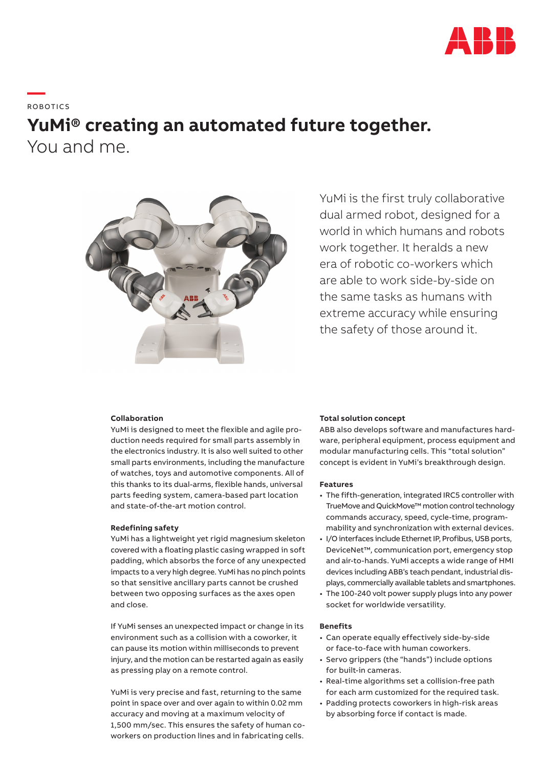ROBOTICS

# YuMi® creating an automated future together.

You and me.

YuMi is the first truly collaborative dual armed robot, designed for a world in which humans and robots work together. It heralds a new era of robotic co-workers which are able to work side-by-side on the same tasks as humans with extreme accuracy while ensuring the safety of those around it.

**Collaboration**

YuMi is designed to meet the flexible and agile production needs required for small parts assembly in the electronics industry. It is also well suited to other small parts environments, including the manufacture of watches, toys and automotive components. All of this thanks to its dual-arms, flexible hands, universal parts feeding system, camera-based part location and state-of-the-art motion control.

**Redefining safety**

YuMi has a lightweight yet rigid magnesium skeleton covered with a floating plastic casing wrapped in soft padding, which absorbs the force of any unexpected impacts to a very high degree. YuMi has no pinch points so that sensitive ancillary parts cannot be crushed between two opposing surfaces as the axes open and close.

If YuMi senses an unexpected impact or change in its environment such as a collision with a coworker, it can pause its motion within milliseconds to prevent injury, and the motion can be restarted again as easily as pressing play on a remote control.

YuMi is very precise and fast, returning to the same point in space over and over again to within 0.02 mm accuracy and moving at a maximum velocity of 1,500 mm/sec. This ensures the safety of human co-workers on production lines and in fabricating cells.

**Total solution concept**

ABB also develops software and manufactures hardware, peripheral equipment, process equipment and modular manufacturing cells. This "total solution" concept is evident in YuMi's breakthrough design.

**Features**

- The fifth-generation, integrated IRC5 controller with TrueMove and QuickMove™ motion control technology commands accuracy, speed, cycle-time, programmability and synchronization with external devices.
- I/O interfaces include Ethernet IP, Profibus, USB ports, DeviceNet™, communication port, emergency stop and air-to-hands. YuMi accepts a wide range of HMI devices including ABB's teach pendant, industrial displays, commercially available tablets and smartphones.
- The 100-240 volt power supply plugs into any power socket for worldwide versatility.

**Benefits**

- Can operate equally effectively side-by-side or face-to-face with human coworkers.
- Servo grippers (the "hands") include options for built-in cameras.
- Real-time algorithms set a collision-free path for each arm customized for the required task.
- Padding protects coworkers in high-risk areas by absorbing force if contact is made.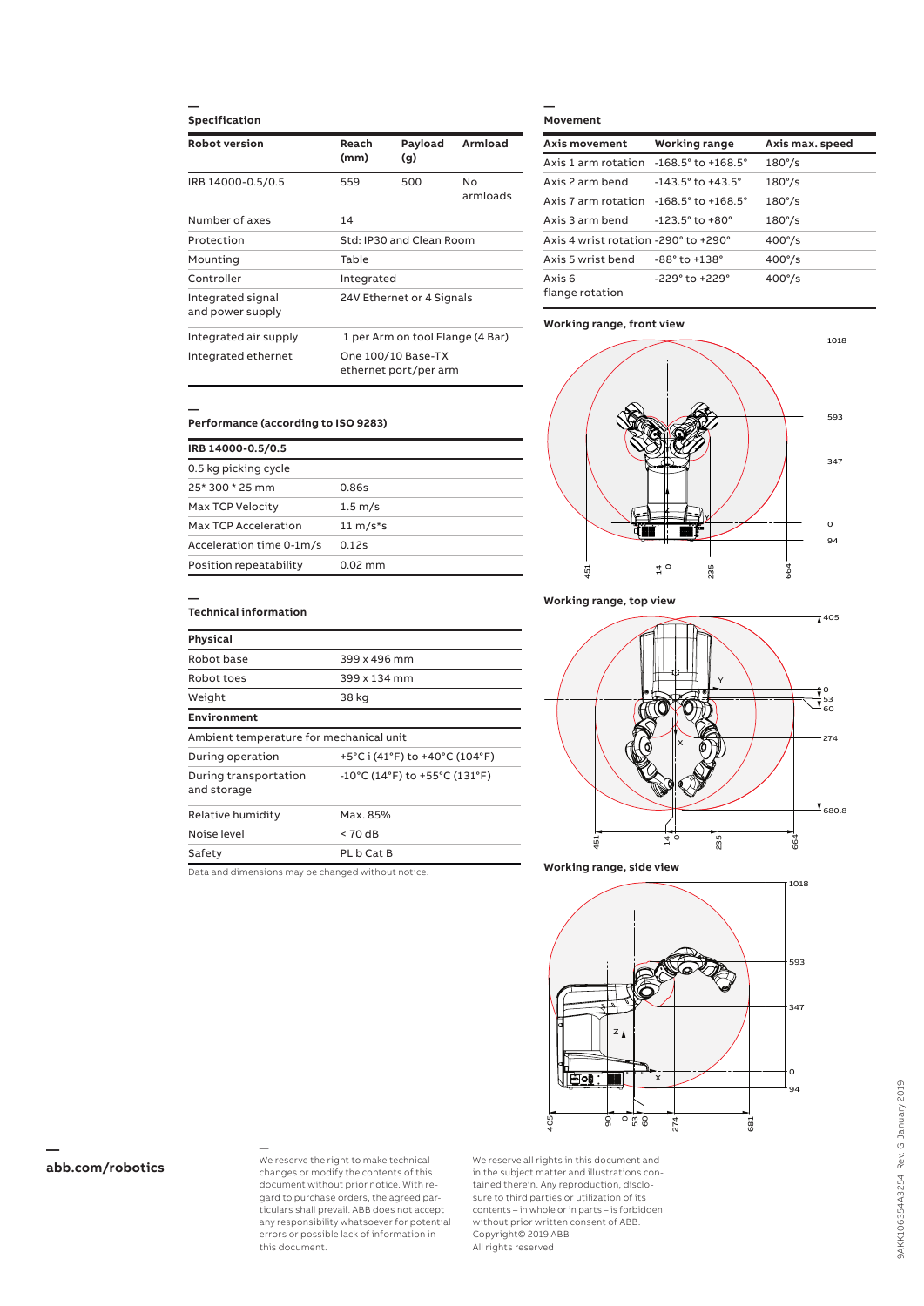## Specification

| Robot version | Reach (mm) | Payload (g) | Armload |
|---|---|---|---|
| IRB 14000-0.5/0.5 | 559 | 500 | No armloads |
| Number of axes | 14 | | |
| Protection | Std: IP30 and Clean Room | | |
| Mounting | Table | | |
| Controller | Integrated | | |
| Integrated signal and power supply | 24V Ethernet or 4 Signals | | |
| Integrated air supply | 1 per Arm on tool Flange (4 Bar) | | |
| Integrated ethernet | One 100/10 Base-TX ethernet port/per arm | | |

## Performance (according to ISO 9283)

| IRB 14000-0.5/0.5 | |
|---|---|
| 0.5 kg picking cycle | |
| 25* 300 * 25 mm | 0.86s |
| Max TCP Velocity | 1.5 m/s |
| Max TCP Acceleration | 11 m/s*s |
| Acceleration time 0-1m/s | 0.12s |
| Position repeatability | 0.02 mm |

## Technical information

| Physical | |
|---|---|
| Robot base | 399 x 496 mm |
| Robot toes | 399 x 134 mm |
| Weight | 38 kg |
| **Environment** | |
| Ambient temperature for mechanical unit | |
| During operation | +5°C i (41°F) to +40°C (104°F) |
| During transportation and storage | -10°C (14°F) to +55°C (131°F) |
| Relative humidity | Max. 85% |
| Noise level | < 70 dB |
| Safety | PL b Cat B |

Data and dimensions may be changed without notice.

## Movement

| Axis movement | Working range | Axis max. speed |
|---|---|---|
| Axis 1 arm rotation | -168.5° to +168.5° | 180°/s |
| Axis 2 arm bend | -143.5° to +43.5° | 180°/s |
| Axis 7 arm rotation | -168.5° to +168.5° | 180°/s |
| Axis 3 arm bend | -123.5° to +80° | 180°/s |
| Axis 4 wrist rotation | -290° to +290° | 400°/s |
| Axis 5 wrist bend | -88° to +138° | 400°/s |
| Axis 6 flange rotation | -229° to +229° | 400°/s |

**Working range, front view**

1018
593
347
0
94
451
14
0
235
664

**Working range, top view**

405
Y
0
53
60
X
274
680.8
451
14
0
235
664

**Working range, side view**

1018
593
347
Z
X
0
94
405
90
0
53
60
274
681

**abb.com/robotics**

We reserve the right to make technical changes or modify the contents of this document without prior notice. With regard to purchase orders, the agreed particulars shall prevail. ABB does not accept any responsibility whatsoever for potential errors or possible lack of information in this document.

We reserve all rights in this document and in the subject matter and illustrations contained therein. Any reproduction, disclosure to third parties or utilization of its contents – in whole or in parts – is forbidden without prior written consent of ABB.
Copyright© 2019 ABB
All rights reserved

9AKK106354A3254 Rev. G January 2019